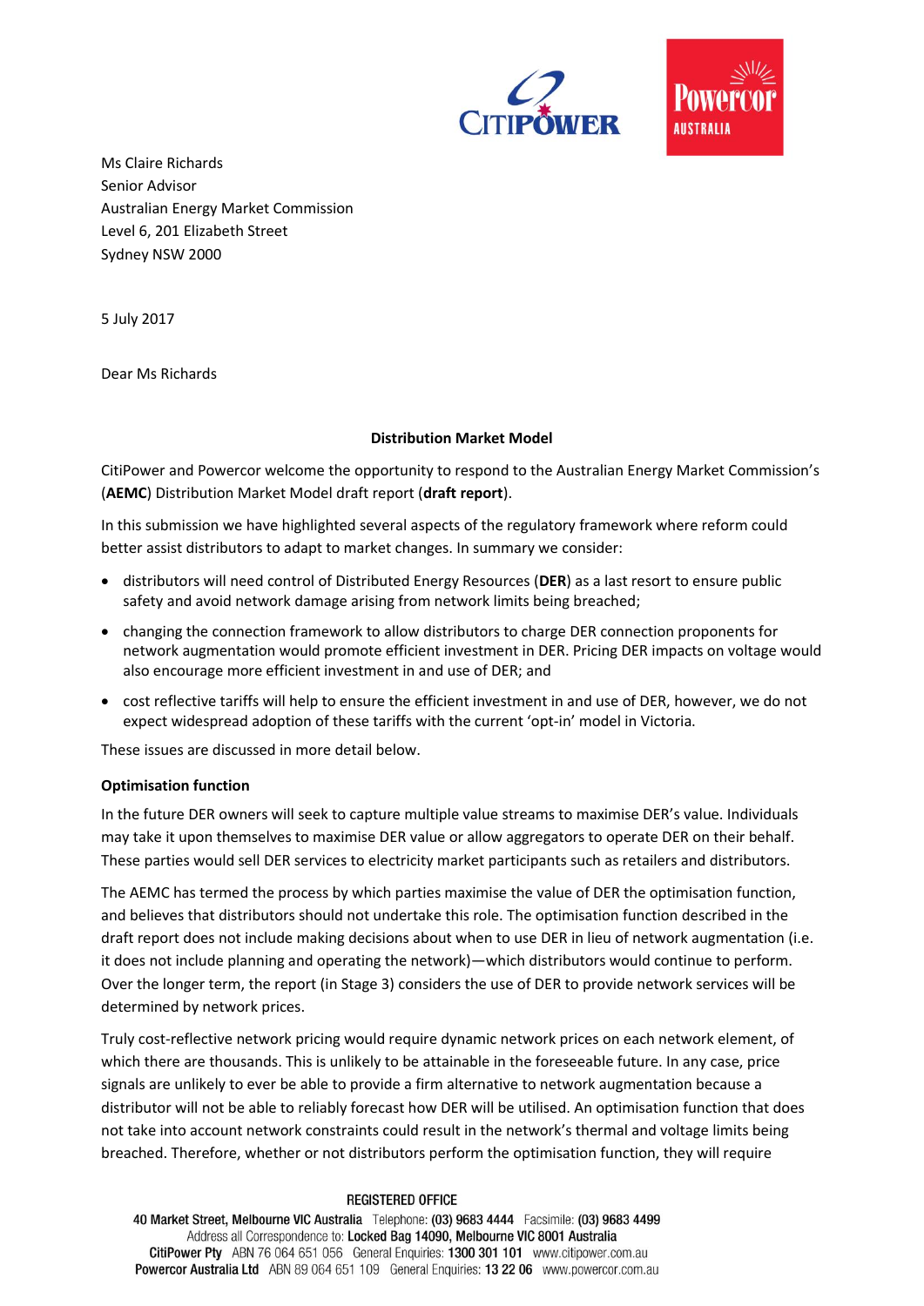Ms Claire Richards
Senior Advisor
Australian Energy Market Commission
Level 6, 201 Elizabeth Street
Sydney NSW 2000

5 July 2017

Dear Ms Richards

**Distribution Market Model**

CitiPower and Powercor welcome the opportunity to respond to the Australian Energy Market Commission's (**AEMC**) Distribution Market Model draft report (**draft report**).

In this submission we have highlighted several aspects of the regulatory framework where reform could better assist distributors to adapt to market changes. In summary we consider:

- distributors will need control of Distributed Energy Resources (**DER**) as a last resort to ensure public safety and avoid network damage arising from network limits being breached;
- changing the connection framework to allow distributors to charge DER connection proponents for network augmentation would promote efficient investment in DER. Pricing DER impacts on voltage would also encourage more efficient investment in and use of DER; and
- cost reflective tariffs will help to ensure the efficient investment in and use of DER, however, we do not expect widespread adoption of these tariffs with the current 'opt-in' model in Victoria.

These issues are discussed in more detail below.

**Optimisation function**

In the future DER owners will seek to capture multiple value streams to maximise DER's value. Individuals may take it upon themselves to maximise DER value or allow aggregators to operate DER on their behalf. These parties would sell DER services to electricity market participants such as retailers and distributors.

The AEMC has termed the process by which parties maximise the value of DER the optimisation function, and believes that distributors should not undertake this role. The optimisation function described in the draft report does not include making decisions about when to use DER in lieu of network augmentation (i.e. it does not include planning and operating the network)—which distributors would continue to perform. Over the longer term, the report (in Stage 3) considers the use of DER to provide network services will be determined by network prices.

Truly cost-reflective network pricing would require dynamic network prices on each network element, of which there are thousands. This is unlikely to be attainable in the foreseeable future. In any case, price signals are unlikely to ever be able to provide a firm alternative to network augmentation because a distributor will not be able to reliably forecast how DER will be utilised. An optimisation function that does not take into account network constraints could result in the network's thermal and voltage limits being breached. Therefore, whether or not distributors perform the optimisation function, they will require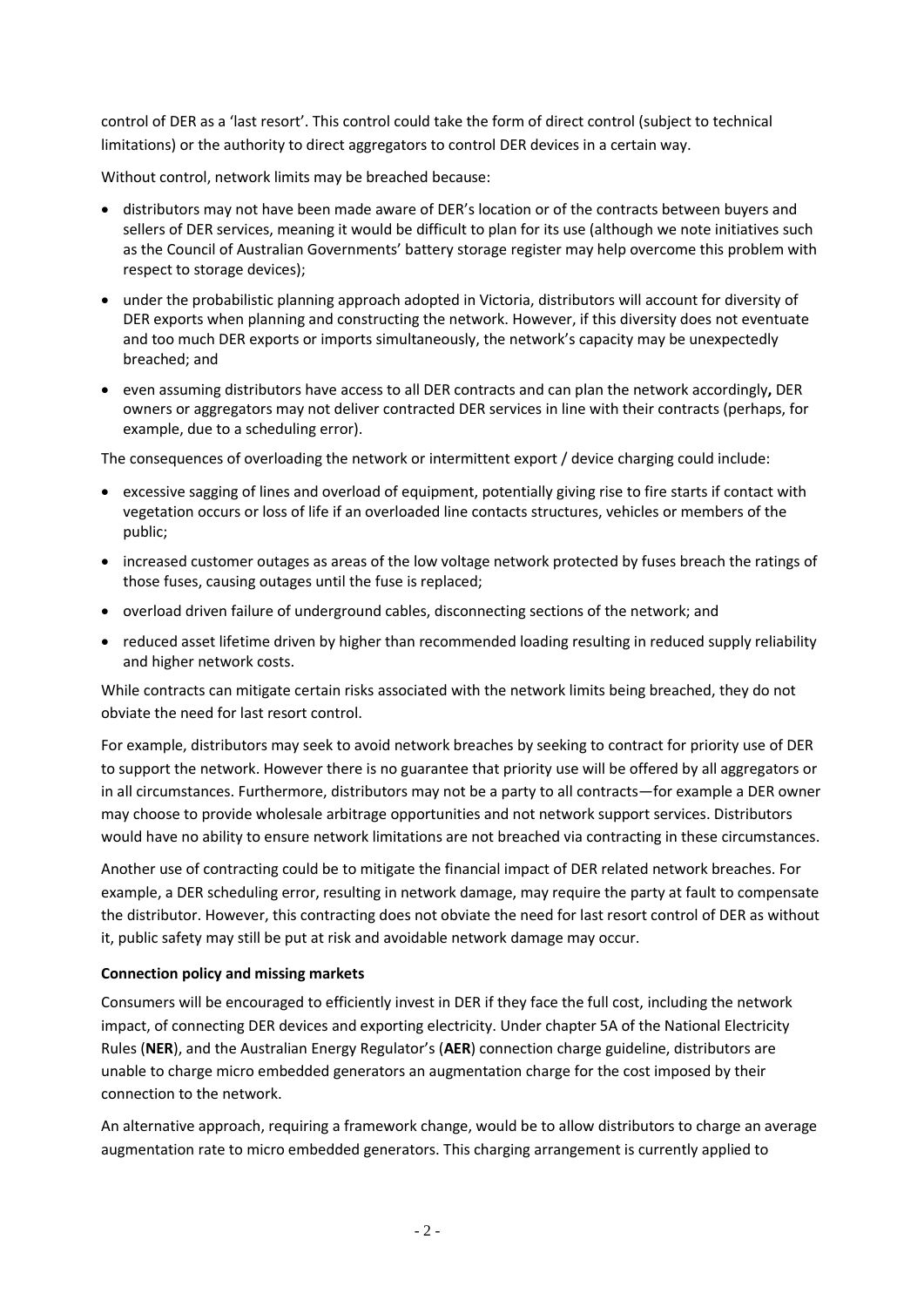control of DER as a 'last resort'. This control could take the form of direct control (subject to technical limitations) or the authority to direct aggregators to control DER devices in a certain way.

Without control, network limits may be breached because:

- distributors may not have been made aware of DER's location or of the contracts between buyers and sellers of DER services, meaning it would be difficult to plan for its use (although we note initiatives such as the Council of Australian Governments' battery storage register may help overcome this problem with respect to storage devices);
- under the probabilistic planning approach adopted in Victoria, distributors will account for diversity of DER exports when planning and constructing the network. However, if this diversity does not eventuate and too much DER exports or imports simultaneously, the network's capacity may be unexpectedly breached; and
- even assuming distributors have access to all DER contracts and can plan the network accordingly**,** DER owners or aggregators may not deliver contracted DER services in line with their contracts (perhaps, for example, due to a scheduling error).

The consequences of overloading the network or intermittent export / device charging could include:

- excessive sagging of lines and overload of equipment, potentially giving rise to fire starts if contact with vegetation occurs or loss of life if an overloaded line contacts structures, vehicles or members of the public;
- increased customer outages as areas of the low voltage network protected by fuses breach the ratings of those fuses, causing outages until the fuse is replaced;
- overload driven failure of underground cables, disconnecting sections of the network; and
- reduced asset lifetime driven by higher than recommended loading resulting in reduced supply reliability and higher network costs.

While contracts can mitigate certain risks associated with the network limits being breached, they do not obviate the need for last resort control.

For example, distributors may seek to avoid network breaches by seeking to contract for priority use of DER to support the network. However there is no guarantee that priority use will be offered by all aggregators or in all circumstances. Furthermore, distributors may not be a party to all contracts—for example a DER owner may choose to provide wholesale arbitrage opportunities and not network support services. Distributors would have no ability to ensure network limitations are not breached via contracting in these circumstances.

Another use of contracting could be to mitigate the financial impact of DER related network breaches. For example, a DER scheduling error, resulting in network damage, may require the party at fault to compensate the distributor. However, this contracting does not obviate the need for last resort control of DER as without it, public safety may still be put at risk and avoidable network damage may occur.

**Connection policy and missing markets**

Consumers will be encouraged to efficiently invest in DER if they face the full cost, including the network impact, of connecting DER devices and exporting electricity. Under chapter 5A of the National Electricity Rules (**NER**), and the Australian Energy Regulator's (**AER**) connection charge guideline, distributors are unable to charge micro embedded generators an augmentation charge for the cost imposed by their connection to the network.

An alternative approach, requiring a framework change, would be to allow distributors to charge an average augmentation rate to micro embedded generators. This charging arrangement is currently applied to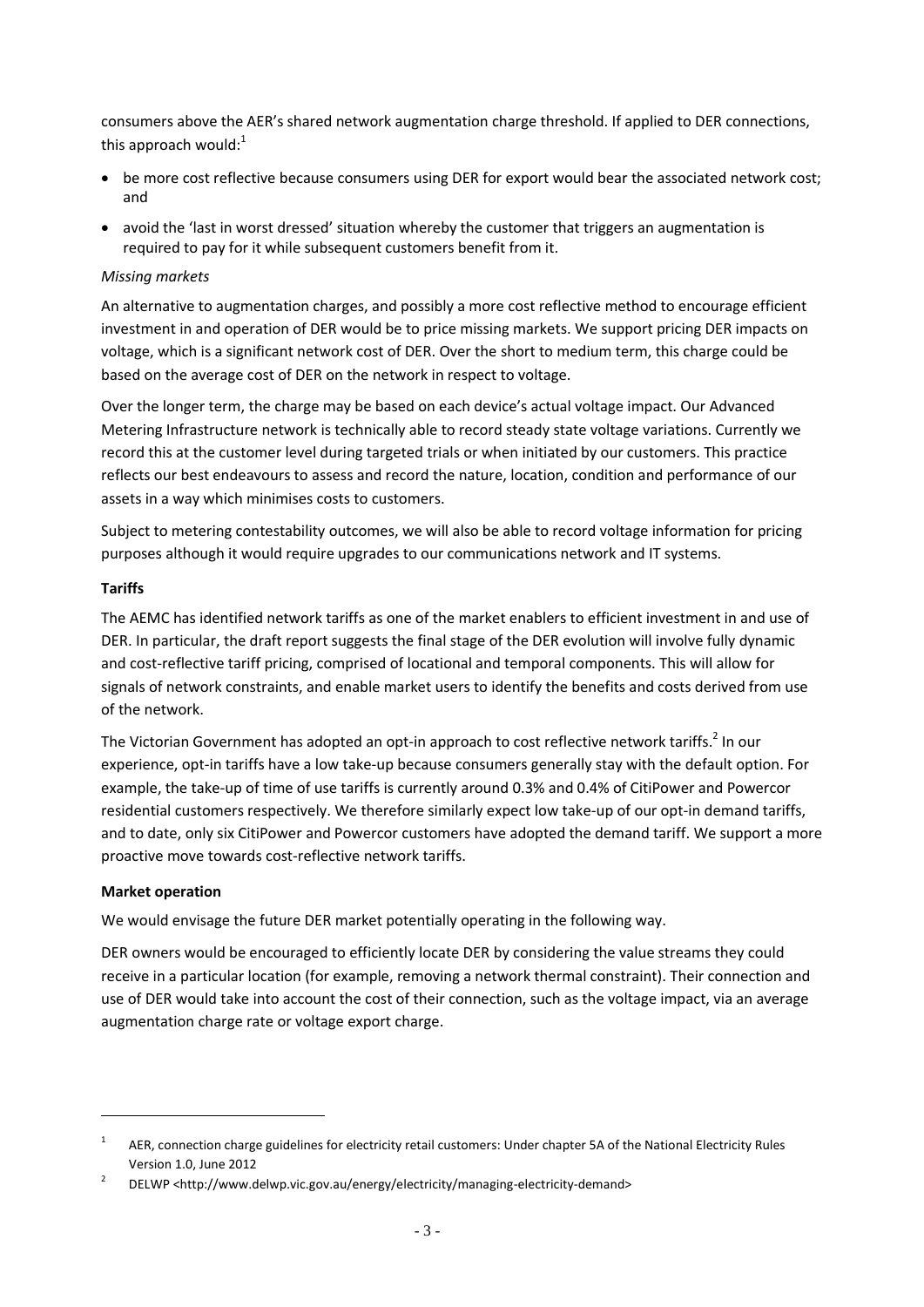consumers above the AER's shared network augmentation charge threshold. If applied to DER connections, this approach would:[1]

- be more cost reflective because consumers using DER for export would bear the associated network cost; and
- avoid the 'last in worst dressed' situation whereby the customer that triggers an augmentation is required to pay for it while subsequent customers benefit from it.

*Missing markets*

An alternative to augmentation charges, and possibly a more cost reflective method to encourage efficient investment in and operation of DER would be to price missing markets. We support pricing DER impacts on voltage, which is a significant network cost of DER. Over the short to medium term, this charge could be based on the average cost of DER on the network in respect to voltage.

Over the longer term, the charge may be based on each device's actual voltage impact. Our Advanced Metering Infrastructure network is technically able to record steady state voltage variations. Currently we record this at the customer level during targeted trials or when initiated by our customers. This practice reflects our best endeavours to assess and record the nature, location, condition and performance of our assets in a way which minimises costs to customers.

Subject to metering contestability outcomes, we will also be able to record voltage information for pricing purposes although it would require upgrades to our communications network and IT systems.

**Tariffs**

The AEMC has identified network tariffs as one of the market enablers to efficient investment in and use of DER. In particular, the draft report suggests the final stage of the DER evolution will involve fully dynamic and cost-reflective tariff pricing, comprised of locational and temporal components. This will allow for signals of network constraints, and enable market users to identify the benefits and costs derived from use of the network.

The Victorian Government has adopted an opt-in approach to cost reflective network tariffs.[2] In our experience, opt-in tariffs have a low take-up because consumers generally stay with the default option. For example, the take-up of time of use tariffs is currently around 0.3% and 0.4% of CitiPower and Powercor residential customers respectively. We therefore similarly expect low take-up of our opt-in demand tariffs, and to date, only six CitiPower and Powercor customers have adopted the demand tariff. We support a more proactive move towards cost-reflective network tariffs.

**Market operation**

We would envisage the future DER market potentially operating in the following way.

DER owners would be encouraged to efficiently locate DER by considering the value streams they could receive in a particular location (for example, removing a network thermal constraint). Their connection and use of DER would take into account the cost of their connection, such as the voltage impact, via an average augmentation charge rate or voltage export charge.

---

[1] AER, connection charge guidelines for electricity retail customers: Under chapter 5A of the National Electricity Rules Version 1.0, June 2012

[2] DELWP <http://www.delwp.vic.gov.au/energy/electricity/managing-electricity-demand>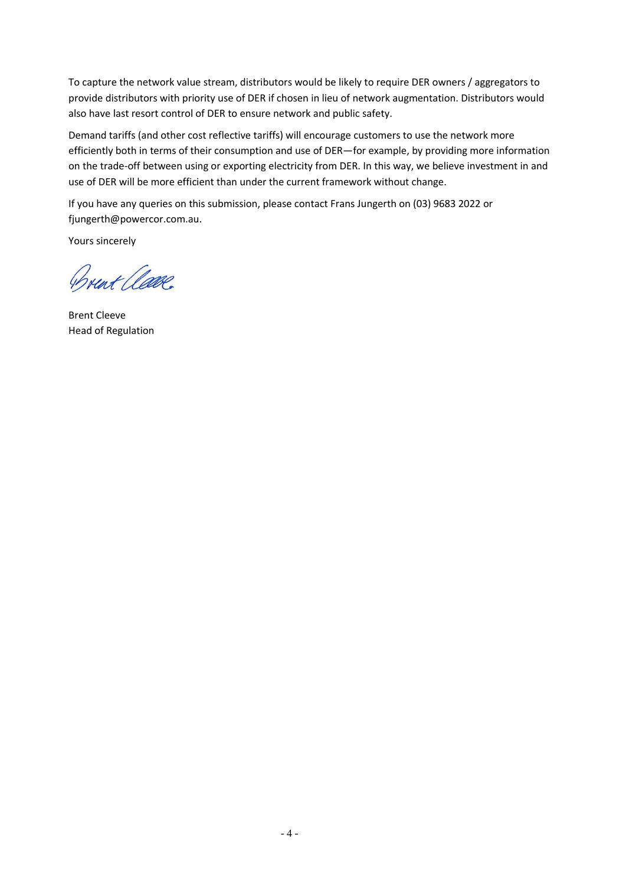To capture the network value stream, distributors would be likely to require DER owners / aggregators to provide distributors with priority use of DER if chosen in lieu of network augmentation. Distributors would also have last resort control of DER to ensure network and public safety.

Demand tariffs (and other cost reflective tariffs) will encourage customers to use the network more efficiently both in terms of their consumption and use of DER—for example, by providing more information on the trade-off between using or exporting electricity from DER. In this way, we believe investment in and use of DER will be more efficient than under the current framework without change.

If you have any queries on this submission, please contact Frans Jungerth on (03) 9683 2022 or fjungerth@powercor.com.au.

Yours sincerely

Brent Cleeve
Head of Regulation